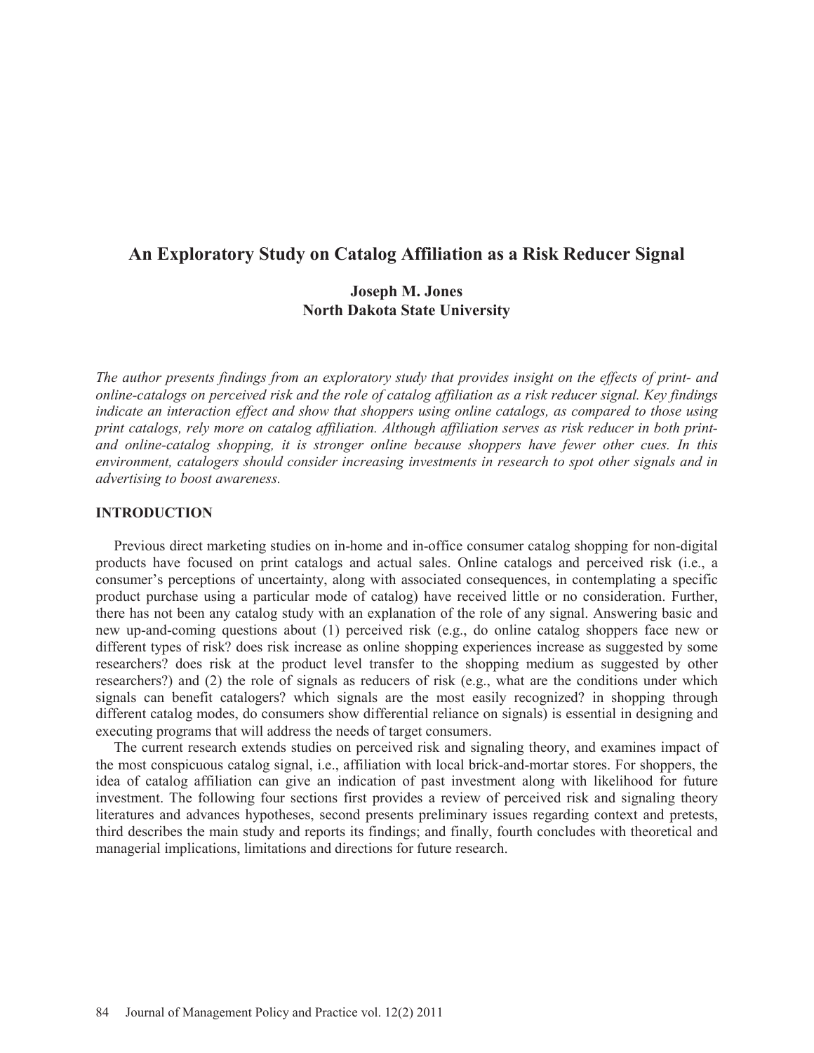# An Exploratory Study on Catalog Affiliation as a Risk Reducer Signal

**Joseph M. Jones**
**North Dakota State University**

*The author presents findings from an exploratory study that provides insight on the effects of print- and online-catalogs on perceived risk and the role of catalog affiliation as a risk reducer signal. Key findings indicate an interaction effect and show that shoppers using online catalogs, as compared to those using print catalogs, rely more on catalog affiliation. Although affiliation serves as risk reducer in both print- and online-catalog shopping, it is stronger online because shoppers have fewer other cues. In this environment, catalogers should consider increasing investments in research to spot other signals and in advertising to boost awareness.*

## INTRODUCTION

Previous direct marketing studies on in-home and in-office consumer catalog shopping for non-digital products have focused on print catalogs and actual sales. Online catalogs and perceived risk (i.e., a consumer's perceptions of uncertainty, along with associated consequences, in contemplating a specific product purchase using a particular mode of catalog) have received little or no consideration. Further, there has not been any catalog study with an explanation of the role of any signal. Answering basic and new up-and-coming questions about (1) perceived risk (e.g., do online catalog shoppers face new or different types of risk? does risk increase as online shopping experiences increase as suggested by some researchers? does risk at the product level transfer to the shopping medium as suggested by other researchers?) and (2) the role of signals as reducers of risk (e.g., what are the conditions under which signals can benefit catalogers? which signals are the most easily recognized? in shopping through different catalog modes, do consumers show differential reliance on signals) is essential in designing and executing programs that will address the needs of target consumers.

The current research extends studies on perceived risk and signaling theory, and examines impact of the most conspicuous catalog signal, i.e., affiliation with local brick-and-mortar stores. For shoppers, the idea of catalog affiliation can give an indication of past investment along with likelihood for future investment. The following four sections first provides a review of perceived risk and signaling theory literatures and advances hypotheses, second presents preliminary issues regarding context and pretests, third describes the main study and reports its findings; and finally, fourth concludes with theoretical and managerial implications, limitations and directions for future research.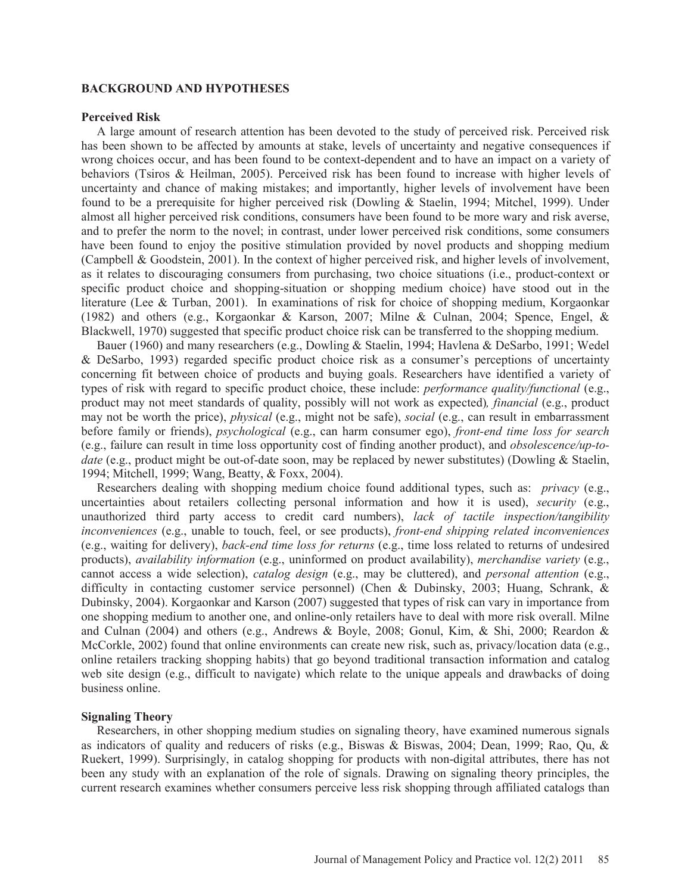## BACKGROUND AND HYPOTHESES

### Perceived Risk

A large amount of research attention has been devoted to the study of perceived risk. Perceived risk has been shown to be affected by amounts at stake, levels of uncertainty and negative consequences if wrong choices occur, and has been found to be context-dependent and to have an impact on a variety of behaviors (Tsiros & Heilman, 2005). Perceived risk has been found to increase with higher levels of uncertainty and chance of making mistakes; and importantly, higher levels of involvement have been found to be a prerequisite for higher perceived risk (Dowling & Staelin, 1994; Mitchel, 1999). Under almost all higher perceived risk conditions, consumers have been found to be more wary and risk averse, and to prefer the norm to the novel; in contrast, under lower perceived risk conditions, some consumers have been found to enjoy the positive stimulation provided by novel products and shopping medium (Campbell & Goodstein, 2001). In the context of higher perceived risk, and higher levels of involvement, as it relates to discouraging consumers from purchasing, two choice situations (i.e., product-context or specific product choice and shopping-situation or shopping medium choice) have stood out in the literature (Lee & Turban, 2001). In examinations of risk for choice of shopping medium, Korgaonkar (1982) and others (e.g., Korgaonkar & Karson, 2007; Milne & Culnan, 2004; Spence, Engel, & Blackwell, 1970) suggested that specific product choice risk can be transferred to the shopping medium.

Bauer (1960) and many researchers (e.g., Dowling & Staelin, 1994; Havlena & DeSarbo, 1991; Wedel & DeSarbo, 1993) regarded specific product choice risk as a consumer's perceptions of uncertainty concerning fit between choice of products and buying goals. Researchers have identified a variety of types of risk with regard to specific product choice, these include: *performance quality/functional* (e.g., product may not meet standards of quality, possibly will not work as expected)*, financial* (e.g., product may not be worth the price), *physical* (e.g., might not be safe), *social* (e.g., can result in embarrassment before family or friends), *psychological* (e.g., can harm consumer ego), *front-end time loss for search* (e.g., failure can result in time loss opportunity cost of finding another product), and *obsolescence/up-to-date* (e.g., product might be out-of-date soon, may be replaced by newer substitutes) (Dowling & Staelin, 1994; Mitchell, 1999; Wang, Beatty, & Foxx, 2004).

Researchers dealing with shopping medium choice found additional types, such as: *privacy* (e.g., uncertainties about retailers collecting personal information and how it is used), *security* (e.g., unauthorized third party access to credit card numbers), *lack of tactile inspection/tangibility inconveniences* (e.g., unable to touch, feel, or see products), *front-end shipping related inconveniences* (e.g., waiting for delivery), *back-end time loss for returns* (e.g., time loss related to returns of undesired products), *availability information* (e.g., uninformed on product availability), *merchandise variety* (e.g., cannot access a wide selection), *catalog design* (e.g., may be cluttered), and *personal attention* (e.g., difficulty in contacting customer service personnel) (Chen & Dubinsky, 2003; Huang, Schrank, & Dubinsky, 2004). Korgaonkar and Karson (2007) suggested that types of risk can vary in importance from one shopping medium to another one, and online-only retailers have to deal with more risk overall. Milne and Culnan (2004) and others (e.g., Andrews & Boyle, 2008; Gonul, Kim, & Shi, 2000; Reardon & McCorkle, 2002) found that online environments can create new risk, such as, privacy/location data (e.g., online retailers tracking shopping habits) that go beyond traditional transaction information and catalog web site design (e.g., difficult to navigate) which relate to the unique appeals and drawbacks of doing business online.

### Signaling Theory

Researchers, in other shopping medium studies on signaling theory, have examined numerous signals as indicators of quality and reducers of risks (e.g., Biswas & Biswas, 2004; Dean, 1999; Rao, Qu, & Ruekert, 1999). Surprisingly, in catalog shopping for products with non-digital attributes, there has not been any study with an explanation of the role of signals. Drawing on signaling theory principles, the current research examines whether consumers perceive less risk shopping through affiliated catalogs than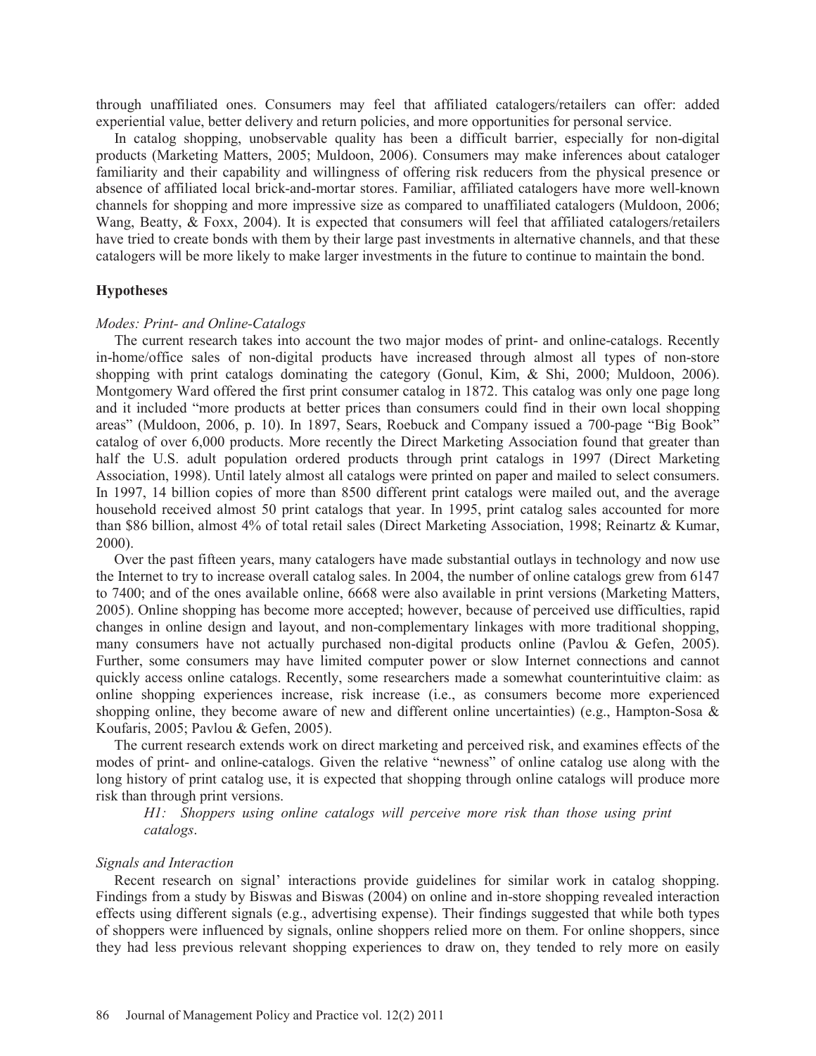through unaffiliated ones. Consumers may feel that affiliated catalogers/retailers can offer: added experiential value, better delivery and return policies, and more opportunities for personal service.

In catalog shopping, unobservable quality has been a difficult barrier, especially for non-digital products (Marketing Matters, 2005; Muldoon, 2006). Consumers may make inferences about cataloger familiarity and their capability and willingness of offering risk reducers from the physical presence or absence of affiliated local brick-and-mortar stores. Familiar, affiliated catalogers have more well-known channels for shopping and more impressive size as compared to unaffiliated catalogers (Muldoon, 2006; Wang, Beatty, & Foxx, 2004). It is expected that consumers will feel that affiliated catalogers/retailers have tried to create bonds with them by their large past investments in alternative channels, and that these catalogers will be more likely to make larger investments in the future to continue to maintain the bond.

## Hypotheses

### *Modes: Print- and Online-Catalogs*

The current research takes into account the two major modes of print- and online-catalogs. Recently in-home/office sales of non-digital products have increased through almost all types of non-store shopping with print catalogs dominating the category (Gonul, Kim, & Shi, 2000; Muldoon, 2006). Montgomery Ward offered the first print consumer catalog in 1872. This catalog was only one page long and it included "more products at better prices than consumers could find in their own local shopping areas" (Muldoon, 2006, p. 10). In 1897, Sears, Roebuck and Company issued a 700-page "Big Book" catalog of over 6,000 products. More recently the Direct Marketing Association found that greater than half the U.S. adult population ordered products through print catalogs in 1997 (Direct Marketing Association, 1998). Until lately almost all catalogs were printed on paper and mailed to select consumers. In 1997, 14 billion copies of more than 8500 different print catalogs were mailed out, and the average household received almost 50 print catalogs that year. In 1995, print catalog sales accounted for more than $86 billion, almost 4% of total retail sales (Direct Marketing Association, 1998; Reinartz & Kumar, 2000).

Over the past fifteen years, many catalogers have made substantial outlays in technology and now use the Internet to try to increase overall catalog sales. In 2004, the number of online catalogs grew from 6147 to 7400; and of the ones available online, 6668 were also available in print versions (Marketing Matters, 2005). Online shopping has become more accepted; however, because of perceived use difficulties, rapid changes in online design and layout, and non-complementary linkages with more traditional shopping, many consumers have not actually purchased non-digital products online (Pavlou & Gefen, 2005). Further, some consumers may have limited computer power or slow Internet connections and cannot quickly access online catalogs. Recently, some researchers made a somewhat counterintuitive claim: as online shopping experiences increase, risk increase (i.e., as consumers become more experienced shopping online, they become aware of new and different online uncertainties) (e.g., Hampton-Sosa & Koufaris, 2005; Pavlou & Gefen, 2005).

The current research extends work on direct marketing and perceived risk, and examines effects of the modes of print- and online-catalogs. Given the relative "newness" of online catalog use along with the long history of print catalog use, it is expected that shopping through online catalogs will produce more risk than through print versions.

*H1: Shoppers using online catalogs will perceive more risk than those using print catalogs.*

### *Signals and Interaction*

Recent research on signal' interactions provide guidelines for similar work in catalog shopping. Findings from a study by Biswas and Biswas (2004) on online and in-store shopping revealed interaction effects using different signals (e.g., advertising expense). Their findings suggested that while both types of shoppers were influenced by signals, online shoppers relied more on them. For online shoppers, since they had less previous relevant shopping experiences to draw on, they tended to rely more on easily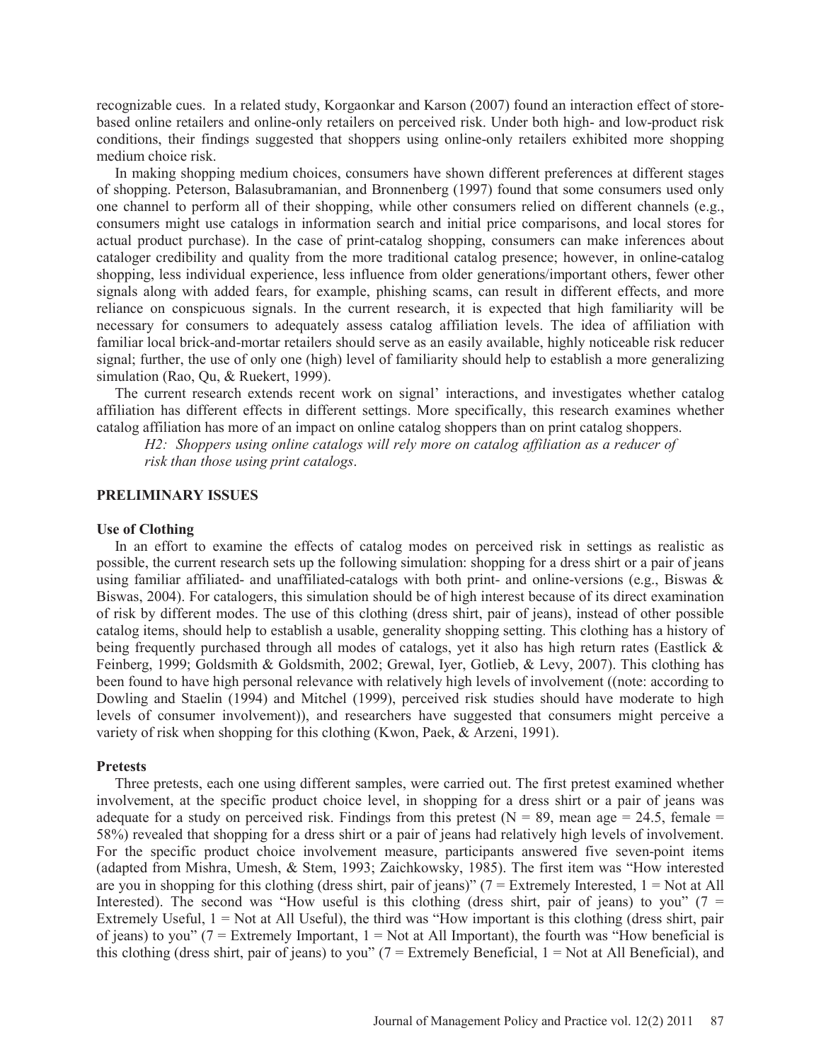recognizable cues. In a related study, Korgaonkar and Karson (2007) found an interaction effect of store-based online retailers and online-only retailers on perceived risk. Under both high- and low-product risk conditions, their findings suggested that shoppers using online-only retailers exhibited more shopping medium choice risk.

In making shopping medium choices, consumers have shown different preferences at different stages of shopping. Peterson, Balasubramanian, and Bronnenberg (1997) found that some consumers used only one channel to perform all of their shopping, while other consumers relied on different channels (e.g., consumers might use catalogs in information search and initial price comparisons, and local stores for actual product purchase). In the case of print-catalog shopping, consumers can make inferences about cataloger credibility and quality from the more traditional catalog presence; however, in online-catalog shopping, less individual experience, less influence from older generations/important others, fewer other signals along with added fears, for example, phishing scams, can result in different effects, and more reliance on conspicuous signals. In the current research, it is expected that high familiarity will be necessary for consumers to adequately assess catalog affiliation levels. The idea of affiliation with familiar local brick-and-mortar retailers should serve as an easily available, highly noticeable risk reducer signal; further, the use of only one (high) level of familiarity should help to establish a more generalizing simulation (Rao, Qu, & Ruekert, 1999).

The current research extends recent work on signal' interactions, and investigates whether catalog affiliation has different effects in different settings. More specifically, this research examines whether catalog affiliation has more of an impact on online catalog shoppers than on print catalog shoppers.

*H2: Shoppers using online catalogs will rely more on catalog affiliation as a reducer of risk than those using print catalogs*.

## PRELIMINARY ISSUES

### Use of Clothing

In an effort to examine the effects of catalog modes on perceived risk in settings as realistic as possible, the current research sets up the following simulation: shopping for a dress shirt or a pair of jeans using familiar affiliated- and unaffiliated-catalogs with both print- and online-versions (e.g., Biswas & Biswas, 2004). For catalogers, this simulation should be of high interest because of its direct examination of risk by different modes. The use of this clothing (dress shirt, pair of jeans), instead of other possible catalog items, should help to establish a usable, generality shopping setting. This clothing has a history of being frequently purchased through all modes of catalogs, yet it also has high return rates (Eastlick & Feinberg, 1999; Goldsmith & Goldsmith, 2002; Grewal, Iyer, Gotlieb, & Levy, 2007). This clothing has been found to have high personal relevance with relatively high levels of involvement ((note: according to Dowling and Staelin (1994) and Mitchel (1999), perceived risk studies should have moderate to high levels of consumer involvement)), and researchers have suggested that consumers might perceive a variety of risk when shopping for this clothing (Kwon, Paek, & Arzeni, 1991).

### Pretests

Three pretests, each one using different samples, were carried out. The first pretest examined whether involvement, at the specific product choice level, in shopping for a dress shirt or a pair of jeans was adequate for a study on perceived risk. Findings from this pretest ($N = 89$, mean age = 24.5, female = 58%) revealed that shopping for a dress shirt or a pair of jeans had relatively high levels of involvement. For the specific product choice involvement measure, participants answered five seven-point items (adapted from Mishra, Umesh, & Stem, 1993; Zaichkowsky, 1985). The first item was "How interested are you in shopping for this clothing (dress shirt, pair of jeans)" (7 = Extremely Interested, 1 = Not at All Interested). The second was "How useful is this clothing (dress shirt, pair of jeans) to you" (7 = Extremely Useful, 1 = Not at All Useful), the third was "How important is this clothing (dress shirt, pair of jeans) to you" (7 = Extremely Important, 1 = Not at All Important), the fourth was "How beneficial is this clothing (dress shirt, pair of jeans) to you" (7 = Extremely Beneficial, 1 = Not at All Beneficial), and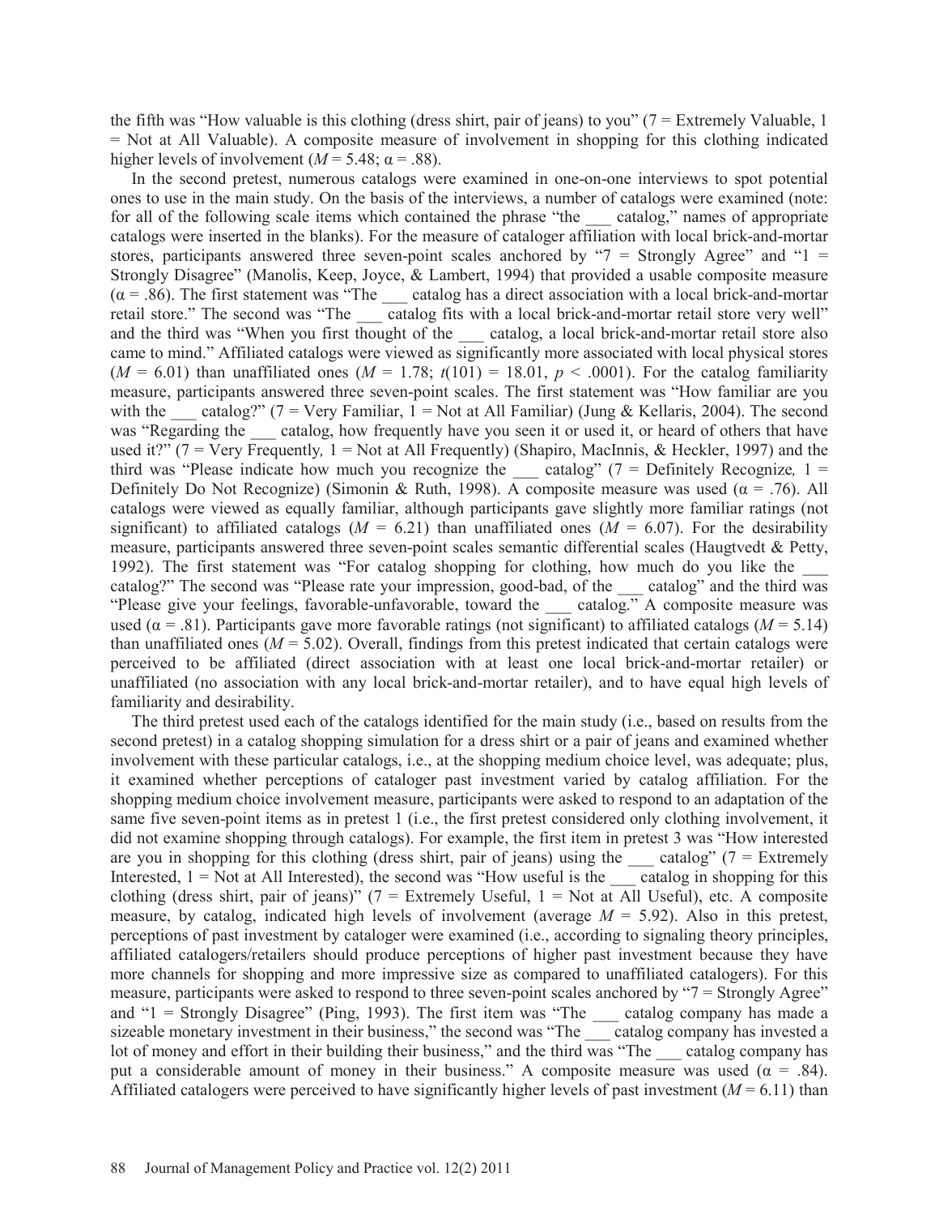the fifth was "How valuable is this clothing (dress shirt, pair of jeans) to you" (7 = Extremely Valuable, 1 = Not at All Valuable). A composite measure of involvement in shopping for this clothing indicated higher levels of involvement ($M = 5.48$; $\alpha = .88$).

In the second pretest, numerous catalogs were examined in one-on-one interviews to spot potential ones to use in the main study. On the basis of the interviews, a number of catalogs were examined (note: for all of the following scale items which contained the phrase "the ___ catalog," names of appropriate catalogs were inserted in the blanks). For the measure of cataloger affiliation with local brick-and-mortar stores, participants answered three seven-point scales anchored by "7 = Strongly Agree" and "1 = Strongly Disagree" (Manolis, Keep, Joyce, & Lambert, 1994) that provided a usable composite measure ($\alpha = .86$). The first statement was "The ___ catalog has a direct association with a local brick-and-mortar retail store." The second was "The ___ catalog fits with a local brick-and-mortar retail store very well" and the third was "When you first thought of the ___ catalog, a local brick-and-mortar retail store also came to mind." Affiliated catalogs were viewed as significantly more associated with local physical stores ($M = 6.01$) than unaffiliated ones ($M = 1.78$; $t(101) = 18.01$, $p < .0001$). For the catalog familiarity measure, participants answered three seven-point scales. The first statement was "How familiar are you with the ___ catalog?" (7 = Very Familiar, 1 = Not at All Familiar) (Jung & Kellaris, 2004). The second was "Regarding the ___ catalog, how frequently have you seen it or used it, or heard of others that have used it?" (7 = Very Frequently*,* 1 = Not at All Frequently) (Shapiro, MacInnis, & Heckler, 1997) and the third was "Please indicate how much you recognize the ___ catalog" (7 = Definitely Recognize*,* 1 = Definitely Do Not Recognize) (Simonin & Ruth, 1998). A composite measure was used ($\alpha = .76$). All catalogs were viewed as equally familiar, although participants gave slightly more familiar ratings (not significant) to affiliated catalogs ($M = 6.21$) than unaffiliated ones ($M = 6.07$). For the desirability measure, participants answered three seven-point scales semantic differential scales (Haugtvedt & Petty, 1992). The first statement was "For catalog shopping for clothing, how much do you like the ___ catalog?" The second was "Please rate your impression, good-bad, of the ___ catalog" and the third was "Please give your feelings, favorable-unfavorable, toward the ___ catalog." A composite measure was used ($\alpha = .81$). Participants gave more favorable ratings (not significant) to affiliated catalogs ($M = 5.14$) than unaffiliated ones ($M = 5.02$). Overall, findings from this pretest indicated that certain catalogs were perceived to be affiliated (direct association with at least one local brick-and-mortar retailer) or unaffiliated (no association with any local brick-and-mortar retailer), and to have equal high levels of familiarity and desirability.

The third pretest used each of the catalogs identified for the main study (i.e., based on results from the second pretest) in a catalog shopping simulation for a dress shirt or a pair of jeans and examined whether involvement with these particular catalogs, i.e., at the shopping medium choice level, was adequate; plus, it examined whether perceptions of cataloger past investment varied by catalog affiliation. For the shopping medium choice involvement measure, participants were asked to respond to an adaptation of the same five seven-point items as in pretest 1 (i.e., the first pretest considered only clothing involvement, it did not examine shopping through catalogs). For example, the first item in pretest 3 was "How interested are you in shopping for this clothing (dress shirt, pair of jeans) using the ___ catalog" (7 = Extremely Interested, 1 = Not at All Interested), the second was "How useful is the ___ catalog in shopping for this clothing (dress shirt, pair of jeans)" (7 = Extremely Useful, 1 = Not at All Useful), etc. A composite measure, by catalog, indicated high levels of involvement (average $M = 5.92$). Also in this pretest, perceptions of past investment by cataloger were examined (i.e., according to signaling theory principles, affiliated catalogers/retailers should produce perceptions of higher past investment because they have more channels for shopping and more impressive size as compared to unaffiliated catalogers). For this measure, participants were asked to respond to three seven-point scales anchored by "7 = Strongly Agree" and "1 = Strongly Disagree" (Ping, 1993). The first item was "The ___ catalog company has made a sizeable monetary investment in their business," the second was "The ___ catalog company has invested a lot of money and effort in their building their business," and the third was "The ___ catalog company has put a considerable amount of money in their business." A composite measure was used ($\alpha = .84$). Affiliated catalogers were perceived to have significantly higher levels of past investment ($M = 6.11$) than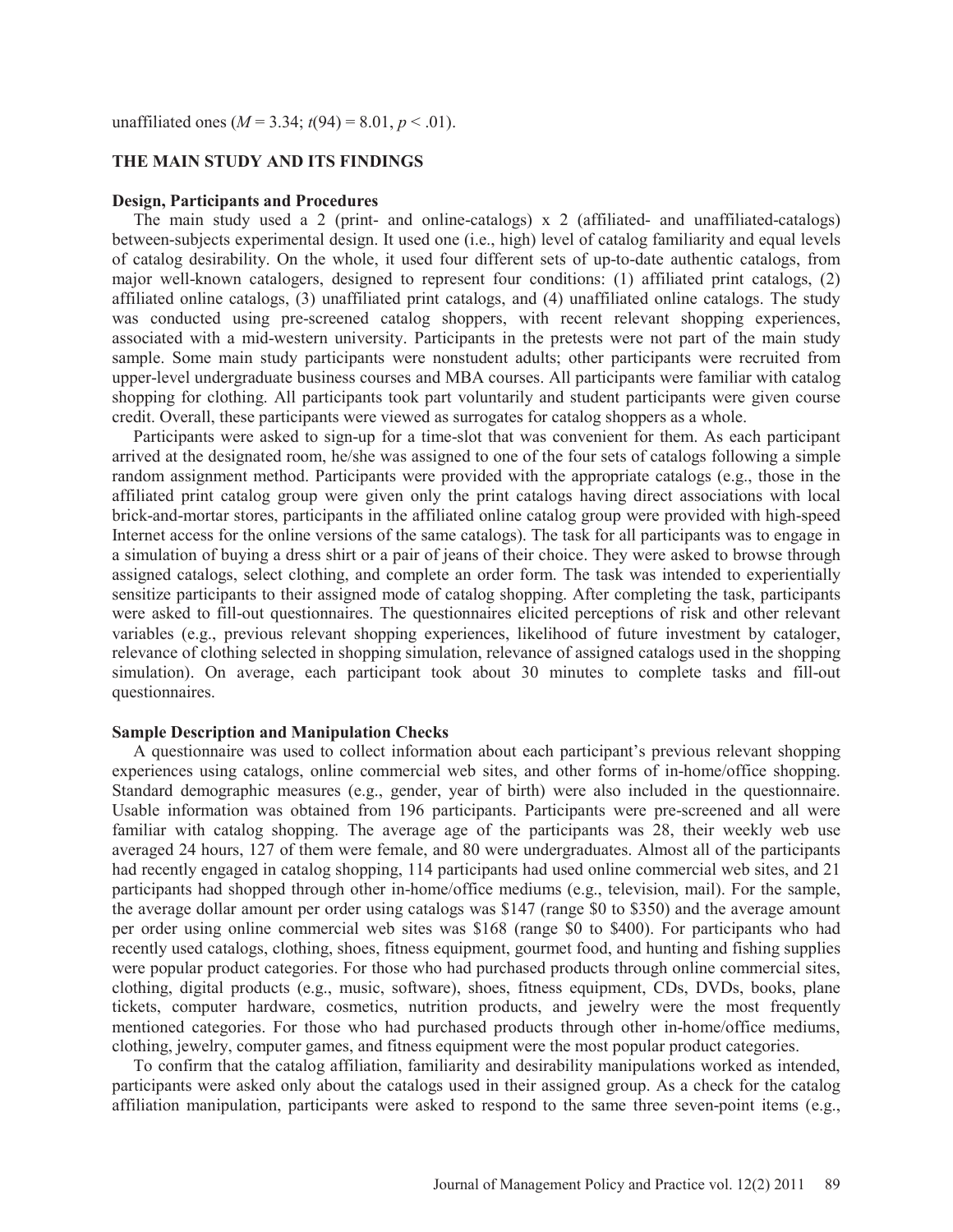unaffiliated ones ($M = 3.34$; $t(94) = 8.01$, $p < .01$).

## THE MAIN STUDY AND ITS FINDINGS

### Design, Participants and Procedures

The main study used a 2 (print- and online-catalogs) x 2 (affiliated- and unaffiliated-catalogs) between-subjects experimental design. It used one (i.e., high) level of catalog familiarity and equal levels of catalog desirability. On the whole, it used four different sets of up-to-date authentic catalogs, from major well-known catalogers, designed to represent four conditions: (1) affiliated print catalogs, (2) affiliated online catalogs, (3) unaffiliated print catalogs, and (4) unaffiliated online catalogs. The study was conducted using pre-screened catalog shoppers, with recent relevant shopping experiences, associated with a mid-western university. Participants in the pretests were not part of the main study sample. Some main study participants were nonstudent adults; other participants were recruited from upper-level undergraduate business courses and MBA courses. All participants were familiar with catalog shopping for clothing. All participants took part voluntarily and student participants were given course credit. Overall, these participants were viewed as surrogates for catalog shoppers as a whole.

Participants were asked to sign-up for a time-slot that was convenient for them. As each participant arrived at the designated room, he/she was assigned to one of the four sets of catalogs following a simple random assignment method. Participants were provided with the appropriate catalogs (e.g., those in the affiliated print catalog group were given only the print catalogs having direct associations with local brick-and-mortar stores, participants in the affiliated online catalog group were provided with high-speed Internet access for the online versions of the same catalogs). The task for all participants was to engage in a simulation of buying a dress shirt or a pair of jeans of their choice. They were asked to browse through assigned catalogs, select clothing, and complete an order form. The task was intended to experientially sensitize participants to their assigned mode of catalog shopping. After completing the task, participants were asked to fill-out questionnaires. The questionnaires elicited perceptions of risk and other relevant variables (e.g., previous relevant shopping experiences, likelihood of future investment by cataloger, relevance of clothing selected in shopping simulation, relevance of assigned catalogs used in the shopping simulation). On average, each participant took about 30 minutes to complete tasks and fill-out questionnaires.

### Sample Description and Manipulation Checks

A questionnaire was used to collect information about each participant's previous relevant shopping experiences using catalogs, online commercial web sites, and other forms of in-home/office shopping. Standard demographic measures (e.g., gender, year of birth) were also included in the questionnaire. Usable information was obtained from 196 participants. Participants were pre-screened and all were familiar with catalog shopping. The average age of the participants was 28, their weekly web use averaged 24 hours, 127 of them were female, and 80 were undergraduates. Almost all of the participants had recently engaged in catalog shopping, 114 participants had used online commercial web sites, and 21 participants had shopped through other in-home/office mediums (e.g., television, mail). For the sample, the average dollar amount per order using catalogs was \$147 (range \$0 to \$350) and the average amount per order using online commercial web sites was \$168 (range \$0 to \$400). For participants who had recently used catalogs, clothing, shoes, fitness equipment, gourmet food, and hunting and fishing supplies were popular product categories. For those who had purchased products through online commercial sites, clothing, digital products (e.g., music, software), shoes, fitness equipment, CDs, DVDs, books, plane tickets, computer hardware, cosmetics, nutrition products, and jewelry were the most frequently mentioned categories. For those who had purchased products through other in-home/office mediums, clothing, jewelry, computer games, and fitness equipment were the most popular product categories.

To confirm that the catalog affiliation, familiarity and desirability manipulations worked as intended, participants were asked only about the catalogs used in their assigned group. As a check for the catalog affiliation manipulation, participants were asked to respond to the same three seven-point items (e.g.,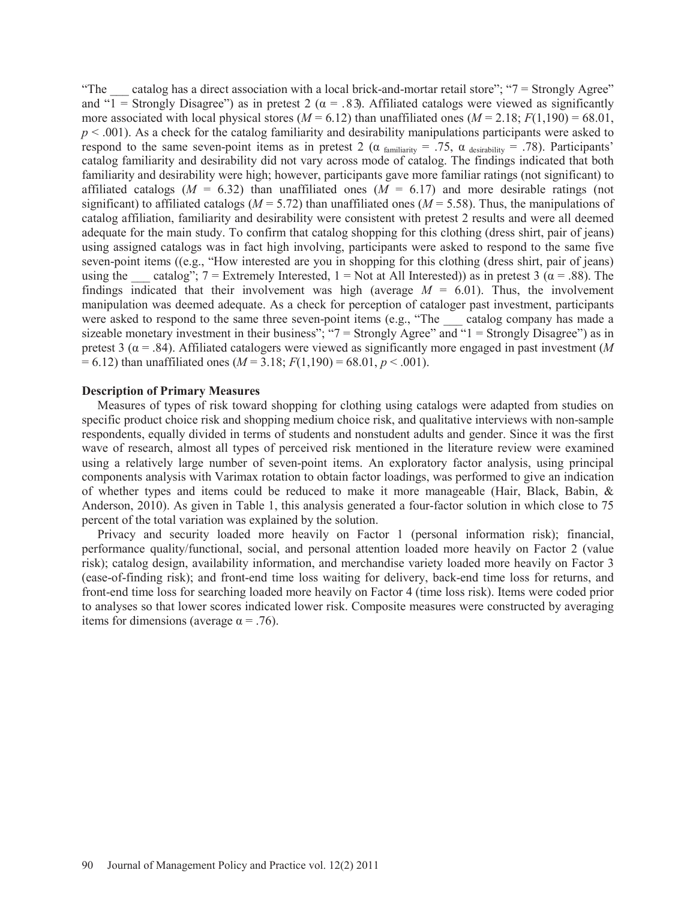"The ___ catalog has a direct association with a local brick-and-mortar retail store"; "7 = Strongly Agree" and "1 = Strongly Disagree") as in pretest 2 ($\alpha = .83$). Affiliated catalogs were viewed as significantly more associated with local physical stores ($M = 6.12$) than unaffiliated ones ($M = 2.18$; $F(1,190) = 68.01$, $p < .001$). As a check for the catalog familiarity and desirability manipulations participants were asked to respond to the same seven-point items as in pretest 2 ($\alpha_{familiarity} = .75$, $\alpha_{desirability} = .78$). Participants' catalog familiarity and desirability did not vary across mode of catalog. The findings indicated that both familiarity and desirability were high; however, participants gave more familiar ratings (not significant) to affiliated catalogs ($M = 6.32$) than unaffiliated ones ($M = 6.17$) and more desirable ratings (not significant) to affiliated catalogs ($M = 5.72$) than unaffiliated ones ($M = 5.58$). Thus, the manipulations of catalog affiliation, familiarity and desirability were consistent with pretest 2 results and were all deemed adequate for the main study. To confirm that catalog shopping for this clothing (dress shirt, pair of jeans) using assigned catalogs was in fact high involving, participants were asked to respond to the same five seven-point items ((e.g., "How interested are you in shopping for this clothing (dress shirt, pair of jeans) using the ___ catalog"; 7 = Extremely Interested, 1 = Not at All Interested)) as in pretest 3 ($\alpha = .88$). The findings indicated that their involvement was high (average $M = 6.01$). Thus, the involvement manipulation was deemed adequate. As a check for perception of cataloger past investment, participants were asked to respond to the same three seven-point items (e.g., "The ___ catalog company has made a sizeable monetary investment in their business"; "7 = Strongly Agree" and "1 = Strongly Disagree") as in pretest 3 ($\alpha = .84$). Affiliated catalogers were viewed as significantly more engaged in past investment ($M = 6.12$) than unaffiliated ones ($M = 3.18$; $F(1,190) = 68.01$, $p < .001$).

**Description of Primary Measures**

Measures of types of risk toward shopping for clothing using catalogs were adapted from studies on specific product choice risk and shopping medium choice risk, and qualitative interviews with non-sample respondents, equally divided in terms of students and nonstudent adults and gender. Since it was the first wave of research, almost all types of perceived risk mentioned in the literature review were examined using a relatively large number of seven-point items. An exploratory factor analysis, using principal components analysis with Varimax rotation to obtain factor loadings, was performed to give an indication of whether types and items could be reduced to make it more manageable (Hair, Black, Babin, & Anderson, 2010). As given in Table 1, this analysis generated a four-factor solution in which close to 75 percent of the total variation was explained by the solution.

Privacy and security loaded more heavily on Factor 1 (personal information risk); financial, performance quality/functional, social, and personal attention loaded more heavily on Factor 2 (value risk); catalog design, availability information, and merchandise variety loaded more heavily on Factor 3 (ease-of-finding risk); and front-end time loss waiting for delivery, back-end time loss for returns, and front-end time loss for searching loaded more heavily on Factor 4 (time loss risk). Items were coded prior to analyses so that lower scores indicated lower risk. Composite measures were constructed by averaging items for dimensions (average $\alpha = .76$).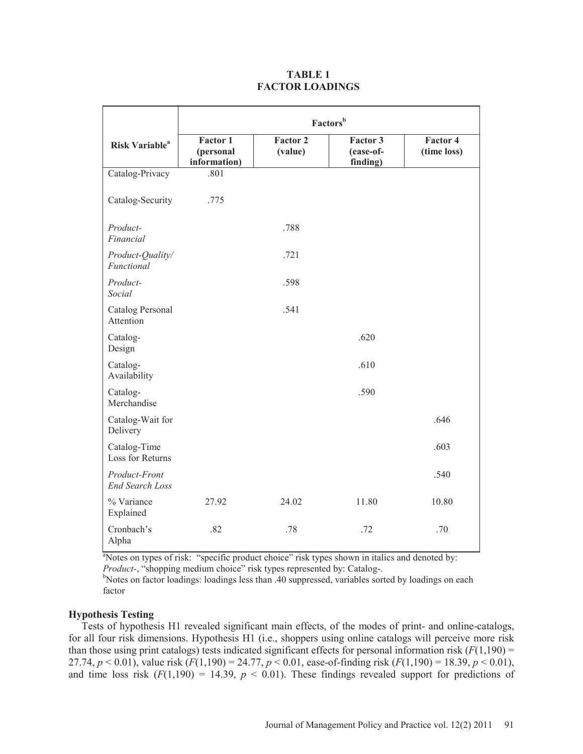**TABLE 1**
**FACTOR LOADINGS**

| Risk Variable[a] | Factors[b] | | | |
|---|---|---|---|---|
| | **Factor 1 (personal information)** | **Factor 2 (value)** | **Factor 3 (ease-of-finding)** | **Factor 4 (time loss)** |
| Catalog-Privacy | .801 | | | |
| Catalog-Security | .775 | | | |
| *Product-Financial* | | .788 | | |
| *Product-Quality/ Functional* | | .721 | | |
| *Product-Social* | | .598 | | |
| Catalog Personal Attention | | .541 | | |
| Catalog-Design | | | .620 | |
| Catalog-Availability | | | .610 | |
| Catalog-Merchandise | | | .590 | |
| Catalog-Wait for Delivery | | | | .646 |
| Catalog-Time Loss for Returns | | | | .603 |
| *Product-Front End Search Loss* | | | | .540 |
| % Variance Explained | 27.92 | 24.02 | 11.80 | 10.80 |
| Cronbach's Alpha | .82 | .78 | .72 | .70 |

[a]Notes on types of risk: "specific product choice" risk types shown in italics and denoted by: *Product-*, "shopping medium choice" risk types represented by: Catalog-.
[b]Notes on factor loadings: loadings less than .40 suppressed, variables sorted by loadings on each factor

### Hypothesis Testing

Tests of hypothesis H1 revealed significant main effects, of the modes of print- and online-catalogs, for all four risk dimensions. Hypothesis H1 (i.e., shoppers using online catalogs will perceive more risk than those using print catalogs) tests indicated significant effects for personal information risk ($F(1,190) = 27.74$, $p < 0.01$), value risk ($F(1,190) = 24.77$, $p < 0.01$, ease-of-finding risk ($F(1,190) = 18.39$, $p < 0.01$), and time loss risk ($F(1,190) = 14.39$, $p < 0.01$). These findings revealed support for predictions of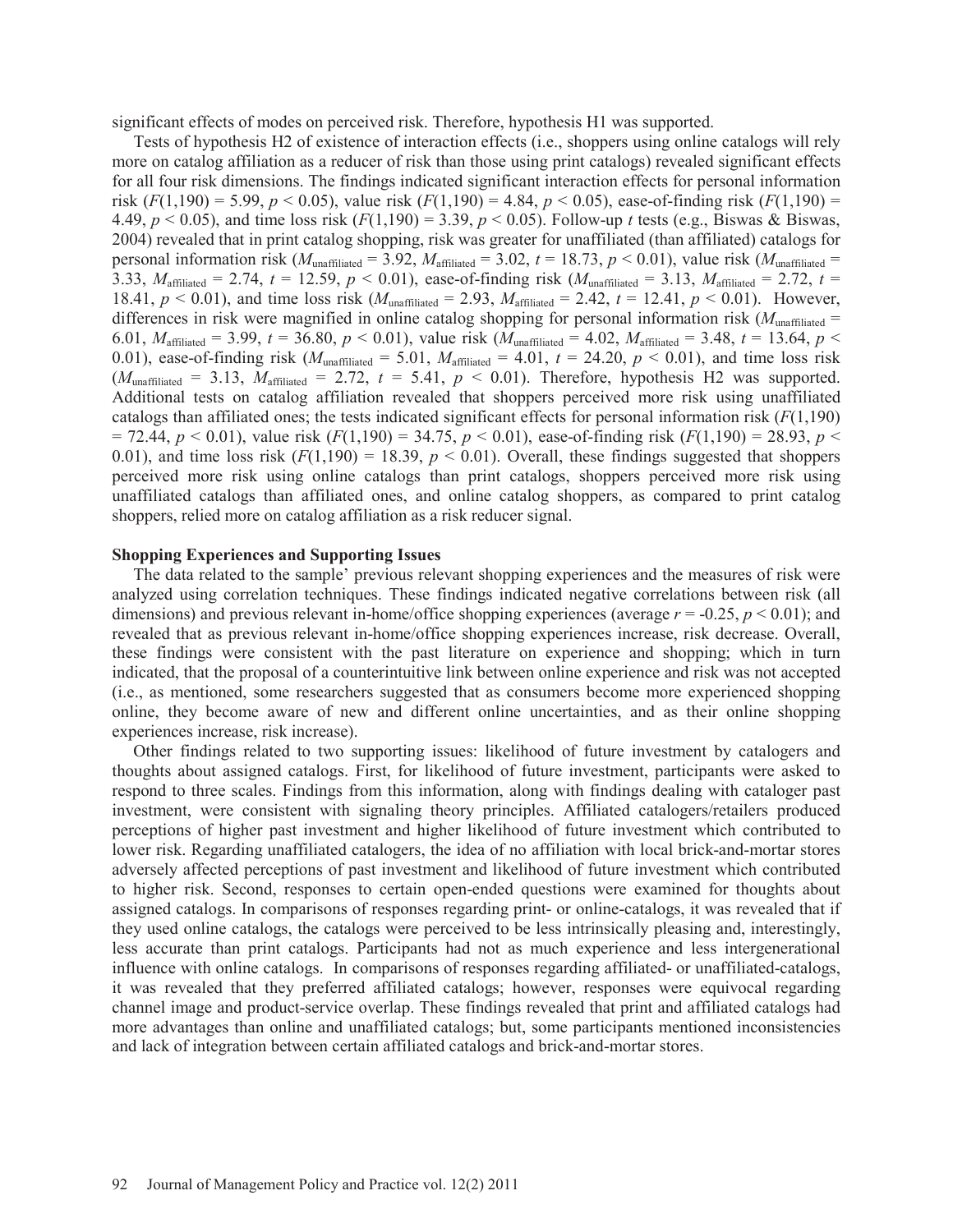significant effects of modes on perceived risk. Therefore, hypothesis H1 was supported.

Tests of hypothesis H2 of existence of interaction effects (i.e., shoppers using online catalogs will rely more on catalog affiliation as a reducer of risk than those using print catalogs) revealed significant effects for all four risk dimensions. The findings indicated significant interaction effects for personal information risk ($F(1,190) = 5.99$, $p < 0.05$), value risk ($F(1,190) = 4.84$, $p < 0.05$), ease-of-finding risk ($F(1,190) = 4.49$, $p < 0.05$), and time loss risk ($F(1,190) = 3.39$, $p < 0.05$). Follow-up *t* tests (e.g., Biswas & Biswas, 2004) revealed that in print catalog shopping, risk was greater for unaffiliated (than affiliated) catalogs for personal information risk ($M_{\text{unaffiliated}} = 3.92$, $M_{\text{affiliated}} = 3.02$, $t = 18.73$, $p < 0.01$), value risk ($M_{\text{unaffiliated}} = 3.33$, $M_{\text{affiliated}} = 2.74$, $t = 12.59$, $p < 0.01$), ease-of-finding risk ($M_{\text{unaffiliated}} = 3.13$, $M_{\text{affiliated}} = 2.72$, $t = 18.41$, $p < 0.01$), and time loss risk ($M_{\text{unaffiliated}} = 2.93$, $M_{\text{affiliated}} = 2.42$, $t = 12.41$, $p < 0.01$). However, differences in risk were magnified in online catalog shopping for personal information risk ($M_{\text{unaffiliated}} = 6.01$, $M_{\text{affiliated}} = 3.99$, $t = 36.80$, $p < 0.01$), value risk ($M_{\text{unaffiliated}} = 4.02$, $M_{\text{affiliated}} = 3.48$, $t = 13.64$, $p < 0.01$), ease-of-finding risk ($M_{\text{unaffiliated}} = 5.01$, $M_{\text{affiliated}} = 4.01$, $t = 24.20$, $p < 0.01$), and time loss risk ($M_{\text{unaffiliated}} = 3.13$, $M_{\text{affiliated}} = 2.72$, $t = 5.41$, $p < 0.01$). Therefore, hypothesis H2 was supported. Additional tests on catalog affiliation revealed that shoppers perceived more risk using unaffiliated catalogs than affiliated ones; the tests indicated significant effects for personal information risk ($F(1,190) = 72.44$, $p < 0.01$), value risk ($F(1,190) = 34.75$, $p < 0.01$), ease-of-finding risk ($F(1,190) = 28.93$, $p < 0.01$), and time loss risk ($F(1,190) = 18.39$, $p < 0.01$). Overall, these findings suggested that shoppers perceived more risk using online catalogs than print catalogs, shoppers perceived more risk using unaffiliated catalogs than affiliated ones, and online catalog shoppers, as compared to print catalog shoppers, relied more on catalog affiliation as a risk reducer signal.

**Shopping Experiences and Supporting Issues**

The data related to the sample' previous relevant shopping experiences and the measures of risk were analyzed using correlation techniques. These findings indicated negative correlations between risk (all dimensions) and previous relevant in-home/office shopping experiences (average $r = -0.25$, $p < 0.01$); and revealed that as previous relevant in-home/office shopping experiences increase, risk decrease. Overall, these findings were consistent with the past literature on experience and shopping; which in turn indicated, that the proposal of a counterintuitive link between online experience and risk was not accepted (i.e., as mentioned, some researchers suggested that as consumers become more experienced shopping online, they become aware of new and different online uncertainties, and as their online shopping experiences increase, risk increase).

Other findings related to two supporting issues: likelihood of future investment by catalogers and thoughts about assigned catalogs. First, for likelihood of future investment, participants were asked to respond to three scales. Findings from this information, along with findings dealing with cataloger past investment, were consistent with signaling theory principles. Affiliated catalogers/retailers produced perceptions of higher past investment and higher likelihood of future investment which contributed to lower risk. Regarding unaffiliated catalogers, the idea of no affiliation with local brick-and-mortar stores adversely affected perceptions of past investment and likelihood of future investment which contributed to higher risk. Second, responses to certain open-ended questions were examined for thoughts about assigned catalogs. In comparisons of responses regarding print- or online-catalogs, it was revealed that if they used online catalogs, the catalogs were perceived to be less intrinsically pleasing and, interestingly, less accurate than print catalogs. Participants had not as much experience and less intergenerational influence with online catalogs. In comparisons of responses regarding affiliated- or unaffiliated-catalogs, it was revealed that they preferred affiliated catalogs; however, responses were equivocal regarding channel image and product-service overlap. These findings revealed that print and affiliated catalogs had more advantages than online and unaffiliated catalogs; but, some participants mentioned inconsistencies and lack of integration between certain affiliated catalogs and brick-and-mortar stores.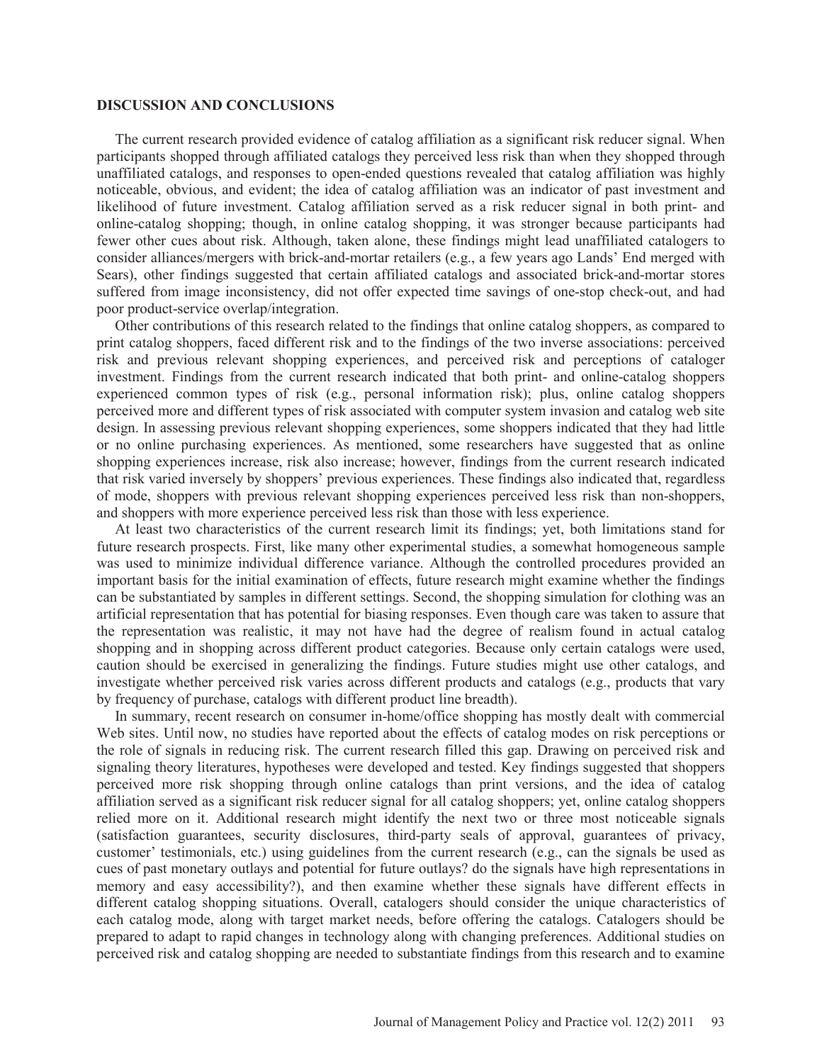## DISCUSSION AND CONCLUSIONS

The current research provided evidence of catalog affiliation as a significant risk reducer signal. When participants shopped through affiliated catalogs they perceived less risk than when they shopped through unaffiliated catalogs, and responses to open-ended questions revealed that catalog affiliation was highly noticeable, obvious, and evident; the idea of catalog affiliation was an indicator of past investment and likelihood of future investment. Catalog affiliation served as a risk reducer signal in both print- and online-catalog shopping; though, in online catalog shopping, it was stronger because participants had fewer other cues about risk. Although, taken alone, these findings might lead unaffiliated catalogers to consider alliances/mergers with brick-and-mortar retailers (e.g., a few years ago Lands' End merged with Sears), other findings suggested that certain affiliated catalogs and associated brick-and-mortar stores suffered from image inconsistency, did not offer expected time savings of one-stop check-out, and had poor product-service overlap/integration.

Other contributions of this research related to the findings that online catalog shoppers, as compared to print catalog shoppers, faced different risk and to the findings of the two inverse associations: perceived risk and previous relevant shopping experiences, and perceived risk and perceptions of cataloger investment. Findings from the current research indicated that both print- and online-catalog shoppers experienced common types of risk (e.g., personal information risk); plus, online catalog shoppers perceived more and different types of risk associated with computer system invasion and catalog web site design. In assessing previous relevant shopping experiences, some shoppers indicated that they had little or no online purchasing experiences. As mentioned, some researchers have suggested that as online shopping experiences increase, risk also increase; however, findings from the current research indicated that risk varied inversely by shoppers' previous experiences. These findings also indicated that, regardless of mode, shoppers with previous relevant shopping experiences perceived less risk than non-shoppers, and shoppers with more experience perceived less risk than those with less experience.

At least two characteristics of the current research limit its findings; yet, both limitations stand for future research prospects. First, like many other experimental studies, a somewhat homogeneous sample was used to minimize individual difference variance. Although the controlled procedures provided an important basis for the initial examination of effects, future research might examine whether the findings can be substantiated by samples in different settings. Second, the shopping simulation for clothing was an artificial representation that has potential for biasing responses. Even though care was taken to assure that the representation was realistic, it may not have had the degree of realism found in actual catalog shopping and in shopping across different product categories. Because only certain catalogs were used, caution should be exercised in generalizing the findings. Future studies might use other catalogs, and investigate whether perceived risk varies across different products and catalogs (e.g., products that vary by frequency of purchase, catalogs with different product line breadth).

In summary, recent research on consumer in-home/office shopping has mostly dealt with commercial Web sites. Until now, no studies have reported about the effects of catalog modes on risk perceptions or the role of signals in reducing risk. The current research filled this gap. Drawing on perceived risk and signaling theory literatures, hypotheses were developed and tested. Key findings suggested that shoppers perceived more risk shopping through online catalogs than print versions, and the idea of catalog affiliation served as a significant risk reducer signal for all catalog shoppers; yet, online catalog shoppers relied more on it. Additional research might identify the next two or three most noticeable signals (satisfaction guarantees, security disclosures, third-party seals of approval, guarantees of privacy, customer' testimonials, etc.) using guidelines from the current research (e.g., can the signals be used as cues of past monetary outlays and potential for future outlays? do the signals have high representations in memory and easy accessibility?), and then examine whether these signals have different effects in different catalog shopping situations. Overall, catalogers should consider the unique characteristics of each catalog mode, along with target market needs, before offering the catalogs. Catalogers should be prepared to adapt to rapid changes in technology along with changing preferences. Additional studies on perceived risk and catalog shopping are needed to substantiate findings from this research and to examine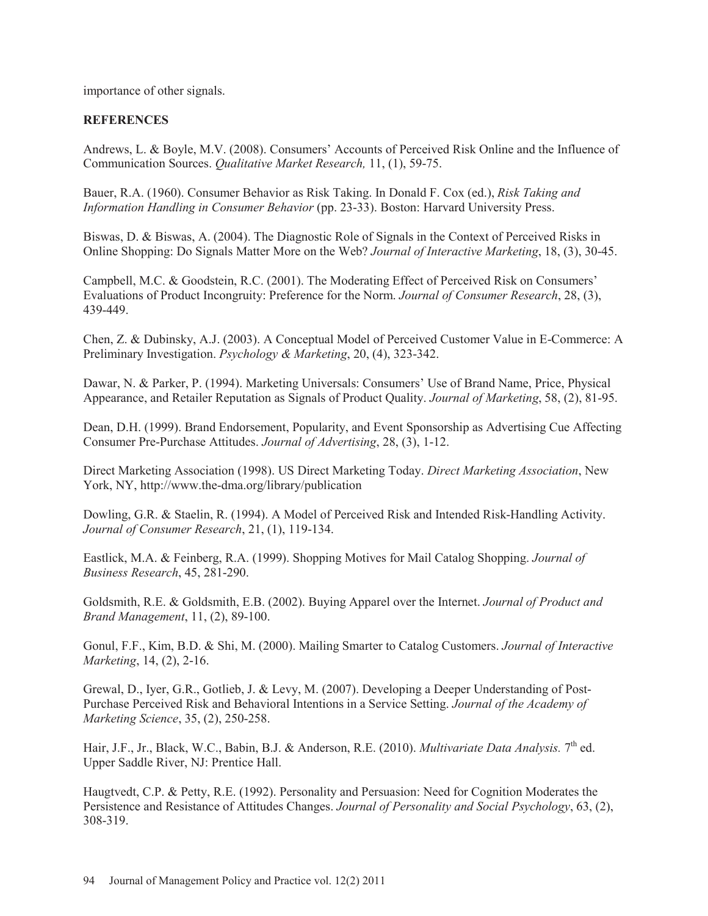importance of other signals.

## REFERENCES

Andrews, L. & Boyle, M.V. (2008). Consumers' Accounts of Perceived Risk Online and the Influence of Communication Sources. *Qualitative Market Research,* 11, (1), 59-75.

Bauer, R.A. (1960). Consumer Behavior as Risk Taking. In Donald F. Cox (ed.), *Risk Taking and Information Handling in Consumer Behavior* (pp. 23-33). Boston: Harvard University Press.

Biswas, D. & Biswas, A. (2004). The Diagnostic Role of Signals in the Context of Perceived Risks in Online Shopping: Do Signals Matter More on the Web? *Journal of Interactive Marketing*, 18, (3), 30-45.

Campbell, M.C. & Goodstein, R.C. (2001). The Moderating Effect of Perceived Risk on Consumers' Evaluations of Product Incongruity: Preference for the Norm. *Journal of Consumer Research*, 28, (3), 439-449.

Chen, Z. & Dubinsky, A.J. (2003). A Conceptual Model of Perceived Customer Value in E-Commerce: A Preliminary Investigation. *Psychology & Marketing*, 20, (4), 323-342.

Dawar, N. & Parker, P. (1994). Marketing Universals: Consumers' Use of Brand Name, Price, Physical Appearance, and Retailer Reputation as Signals of Product Quality. *Journal of Marketing*, 58, (2), 81-95.

Dean, D.H. (1999). Brand Endorsement, Popularity, and Event Sponsorship as Advertising Cue Affecting Consumer Pre-Purchase Attitudes. *Journal of Advertising*, 28, (3), 1-12.

Direct Marketing Association (1998). US Direct Marketing Today. *Direct Marketing Association*, New York, NY, http://www.the-dma.org/library/publication

Dowling, G.R. & Staelin, R. (1994). A Model of Perceived Risk and Intended Risk-Handling Activity. *Journal of Consumer Research*, 21, (1), 119-134.

Eastlick, M.A. & Feinberg, R.A. (1999). Shopping Motives for Mail Catalog Shopping. *Journal of Business Research*, 45, 281-290.

Goldsmith, R.E. & Goldsmith, E.B. (2002). Buying Apparel over the Internet. *Journal of Product and Brand Management*, 11, (2), 89-100.

Gonul, F.F., Kim, B.D. & Shi, M. (2000). Mailing Smarter to Catalog Customers. *Journal of Interactive Marketing*, 14, (2), 2-16.

Grewal, D., Iyer, G.R., Gotlieb, J. & Levy, M. (2007). Developing a Deeper Understanding of Post-Purchase Perceived Risk and Behavioral Intentions in a Service Setting. *Journal of the Academy of Marketing Science*, 35, (2), 250-258.

Hair, J.F., Jr., Black, W.C., Babin, B.J. & Anderson, R.E. (2010). *Multivariate Data Analysis.* 7th ed. Upper Saddle River, NJ: Prentice Hall.

Haugtvedt, C.P. & Petty, R.E. (1992). Personality and Persuasion: Need for Cognition Moderates the Persistence and Resistance of Attitudes Changes. *Journal of Personality and Social Psychology*, 63, (2), 308-319.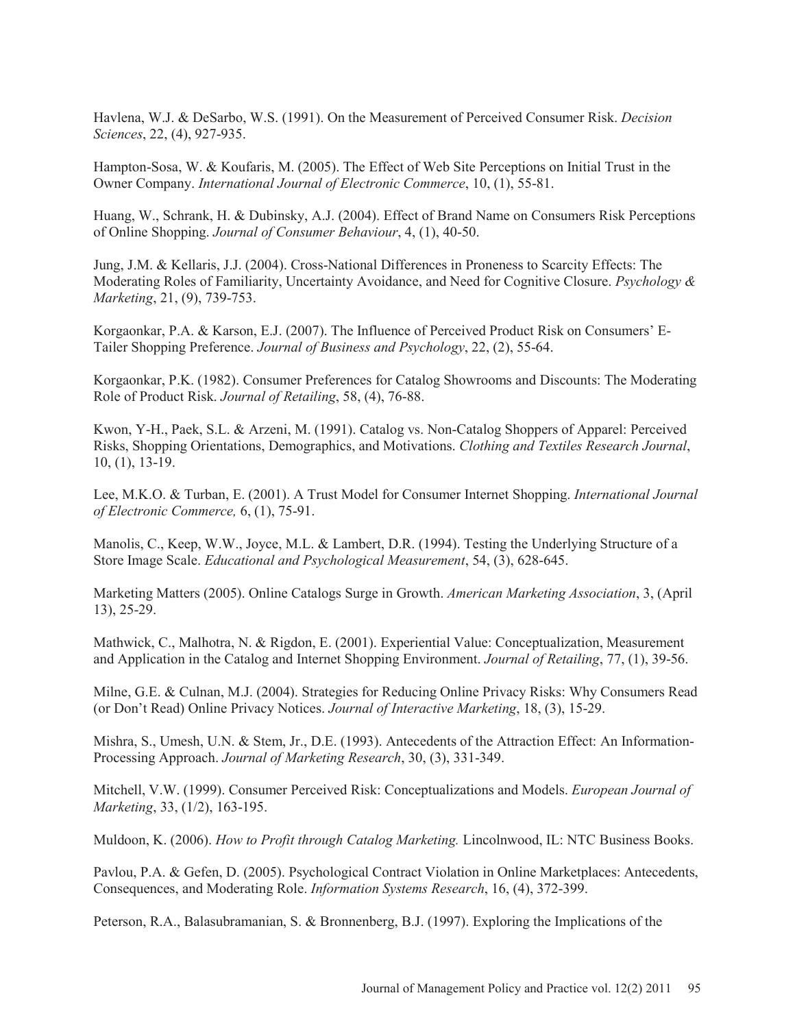Havlena, W.J. & DeSarbo, W.S. (1991). On the Measurement of Perceived Consumer Risk. *Decision Sciences*, 22, (4), 927-935.

Hampton-Sosa, W. & Koufaris, M. (2005). The Effect of Web Site Perceptions on Initial Trust in the Owner Company. *International Journal of Electronic Commerce*, 10, (1), 55-81.

Huang, W., Schrank, H. & Dubinsky, A.J. (2004). Effect of Brand Name on Consumers Risk Perceptions of Online Shopping. *Journal of Consumer Behaviour*, 4, (1), 40-50.

Jung, J.M. & Kellaris, J.J. (2004). Cross-National Differences in Proneness to Scarcity Effects: The Moderating Roles of Familiarity, Uncertainty Avoidance, and Need for Cognitive Closure. *Psychology & Marketing*, 21, (9), 739-753.

Korgaonkar, P.A. & Karson, E.J. (2007). The Influence of Perceived Product Risk on Consumers' E-Tailer Shopping Preference. *Journal of Business and Psychology*, 22, (2), 55-64.

Korgaonkar, P.K. (1982). Consumer Preferences for Catalog Showrooms and Discounts: The Moderating Role of Product Risk. *Journal of Retailing*, 58, (4), 76-88.

Kwon, Y-H., Paek, S.L. & Arzeni, M. (1991). Catalog vs. Non-Catalog Shoppers of Apparel: Perceived Risks, Shopping Orientations, Demographics, and Motivations. *Clothing and Textiles Research Journal*, 10, (1), 13-19.

Lee, M.K.O. & Turban, E. (2001). A Trust Model for Consumer Internet Shopping. *International Journal of Electronic Commerce,* 6, (1), 75-91.

Manolis, C., Keep, W.W., Joyce, M.L. & Lambert, D.R. (1994). Testing the Underlying Structure of a Store Image Scale. *Educational and Psychological Measurement*, 54, (3), 628-645.

Marketing Matters (2005). Online Catalogs Surge in Growth. *American Marketing Association*, 3, (April 13), 25-29.

Mathwick, C., Malhotra, N. & Rigdon, E. (2001). Experiential Value: Conceptualization, Measurement and Application in the Catalog and Internet Shopping Environment. *Journal of Retailing*, 77, (1), 39-56.

Milne, G.E. & Culnan, M.J. (2004). Strategies for Reducing Online Privacy Risks: Why Consumers Read (or Don't Read) Online Privacy Notices. *Journal of Interactive Marketing*, 18, (3), 15-29.

Mishra, S., Umesh, U.N. & Stem, Jr., D.E. (1993). Antecedents of the Attraction Effect: An Information-Processing Approach. *Journal of Marketing Research*, 30, (3), 331-349.

Mitchell, V.W. (1999). Consumer Perceived Risk: Conceptualizations and Models. *European Journal of Marketing*, 33, (1/2), 163-195.

Muldoon, K. (2006). *How to Profit through Catalog Marketing.* Lincolnwood, IL: NTC Business Books.

Pavlou, P.A. & Gefen, D. (2005). Psychological Contract Violation in Online Marketplaces: Antecedents, Consequences, and Moderating Role. *Information Systems Research*, 16, (4), 372-399.

Peterson, R.A., Balasubramanian, S. & Bronnenberg, B.J. (1997). Exploring the Implications of the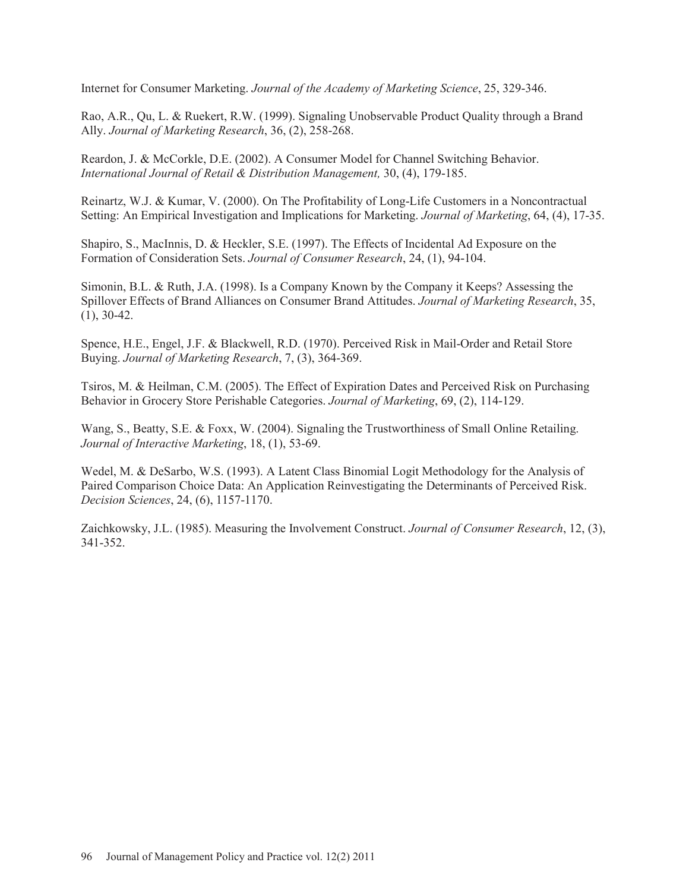Internet for Consumer Marketing. *Journal of the Academy of Marketing Science*, 25, 329-346.

Rao, A.R., Qu, L. & Ruekert, R.W. (1999). Signaling Unobservable Product Quality through a Brand Ally. *Journal of Marketing Research*, 36, (2), 258-268.

Reardon, J. & McCorkle, D.E. (2002). A Consumer Model for Channel Switching Behavior. *International Journal of Retail & Distribution Management,* 30, (4), 179-185.

Reinartz, W.J. & Kumar, V. (2000). On The Profitability of Long-Life Customers in a Noncontractual Setting: An Empirical Investigation and Implications for Marketing. *Journal of Marketing*, 64, (4), 17-35.

Shapiro, S., MacInnis, D. & Heckler, S.E. (1997). The Effects of Incidental Ad Exposure on the Formation of Consideration Sets. *Journal of Consumer Research*, 24, (1), 94-104.

Simonin, B.L. & Ruth, J.A. (1998). Is a Company Known by the Company it Keeps? Assessing the Spillover Effects of Brand Alliances on Consumer Brand Attitudes. *Journal of Marketing Research*, 35, (1), 30-42.

Spence, H.E., Engel, J.F. & Blackwell, R.D. (1970). Perceived Risk in Mail-Order and Retail Store Buying. *Journal of Marketing Research*, 7, (3), 364-369.

Tsiros, M. & Heilman, C.M. (2005). The Effect of Expiration Dates and Perceived Risk on Purchasing Behavior in Grocery Store Perishable Categories. *Journal of Marketing*, 69, (2), 114-129.

Wang, S., Beatty, S.E. & Foxx, W. (2004). Signaling the Trustworthiness of Small Online Retailing. *Journal of Interactive Marketing*, 18, (1), 53-69.

Wedel, M. & DeSarbo, W.S. (1993). A Latent Class Binomial Logit Methodology for the Analysis of Paired Comparison Choice Data: An Application Reinvestigating the Determinants of Perceived Risk. *Decision Sciences*, 24, (6), 1157-1170.

Zaichkowsky, J.L. (1985). Measuring the Involvement Construct. *Journal of Consumer Research*, 12, (3), 341-352.